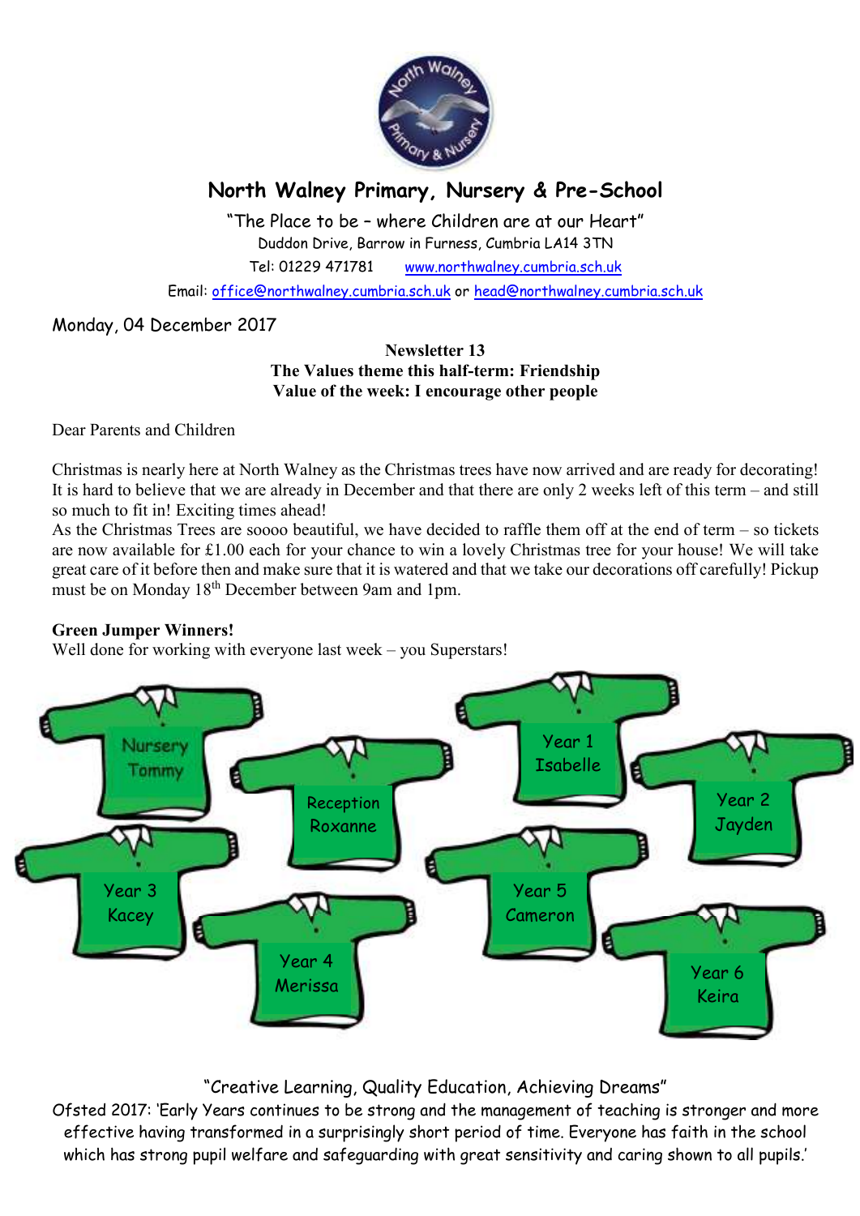# North Walney Primary, Nursery & Pre-School

"The Place to be – where Children are at our Heart"
Duddon Drive, Barrow in Furness, Cumbria LA14 3TN
Tel: 01229 471781 www.northwalney.cumbria.sch.uk
Email: office@northwalney.cumbria.sch.uk or head@northwalney.cumbria.sch.uk

Monday, 04 December 2017

**Newsletter 13**
**The Values theme this half-term: Friendship**
**Value of the week: I encourage other people**

Dear Parents and Children

Christmas is nearly here at North Walney as the Christmas trees have now arrived and are ready for decorating! It is hard to believe that we are already in December and that there are only 2 weeks left of this term – and still so much to fit in! Exciting times ahead!
As the Christmas Trees are soooo beautiful, we have decided to raffle them off at the end of term – so tickets are now available for £1.00 each for your chance to win a lovely Christmas tree for your house! We will take great care of it before then and make sure that it is watered and that we take our decorations off carefully! Pickup must be on Monday 18th December between 9am and 1pm.

**Green Jumper Winners!**
Well done for working with everyone last week – you Superstars!

- Nursery – Tommy
- Reception – Roxanne
- Year 1 – Isabelle
- Year 2 – Jayden
- Year 3 – Kacey
- Year 4 – Merissa
- Year 5 – Cameron
- Year 6 – Keira

"Creative Learning, Quality Education, Achieving Dreams"
Ofsted 2017: 'Early Years continues to be strong and the management of teaching is stronger and more effective having transformed in a surprisingly short period of time. Everyone has faith in the school which has strong pupil welfare and safeguarding with great sensitivity and caring shown to all pupils.'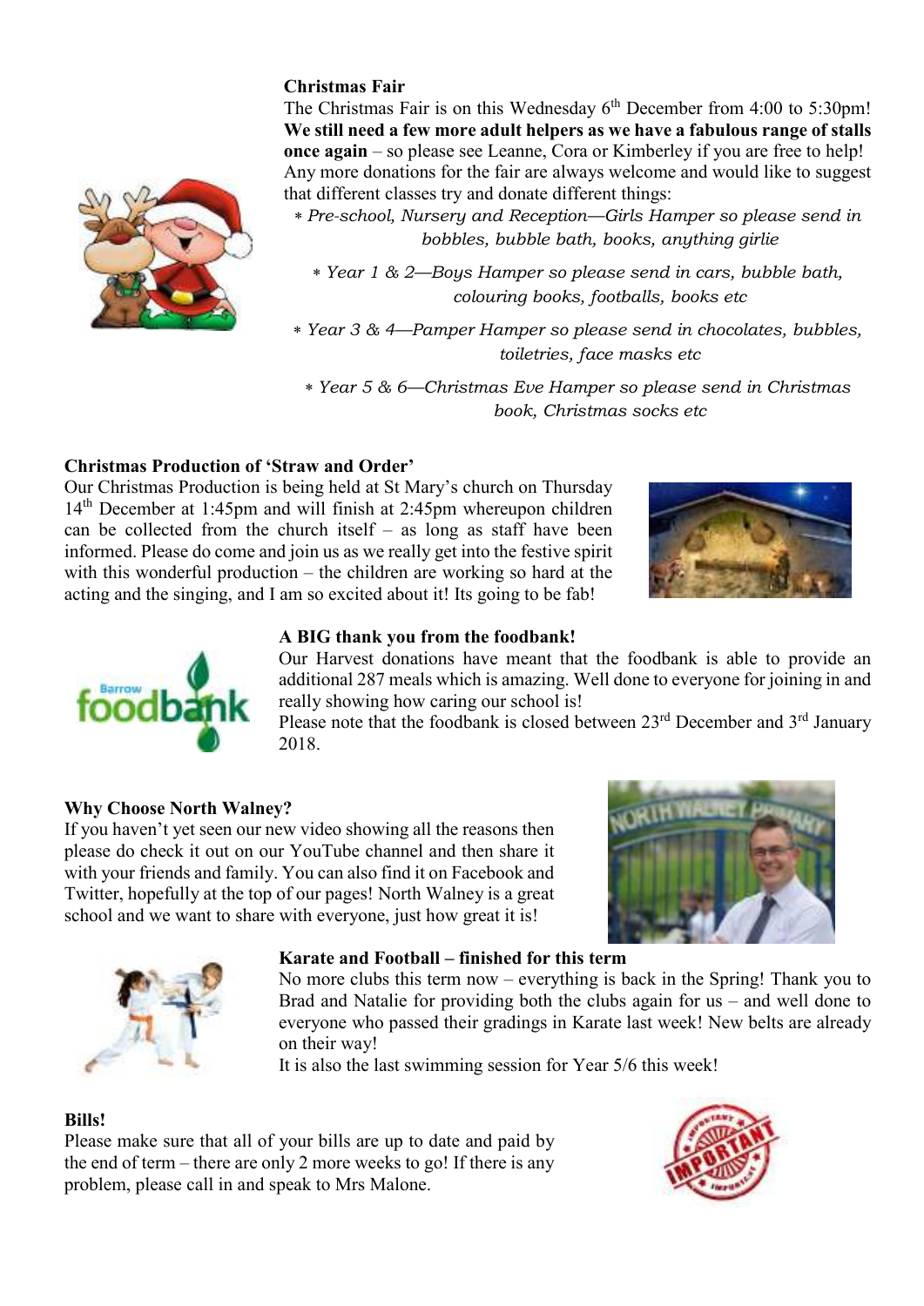**Christmas Fair**

The Christmas Fair is on this Wednesday 6th December from 4:00 to 5:30pm! **We still need a few more adult helpers as we have a fabulous range of stalls once again** – so please see Leanne, Cora or Kimberley if you are free to help! Any more donations for the fair are always welcome and would like to suggest that different classes try and donate different things:

- *Pre-school, Nursery and Reception—Girls Hamper so please send in bobbles, bubble bath, books, anything girlie*
- *Year 1 & 2—Boys Hamper so please send in cars, bubble bath, colouring books, footballs, books etc*
- *Year 3 & 4—Pamper Hamper so please send in chocolates, bubbles, toiletries, face masks etc*
- *Year 5 & 6—Christmas Eve Hamper so please send in Christmas book, Christmas socks etc*

**Christmas Production of 'Straw and Order'**

Our Christmas Production is being held at St Mary's church on Thursday 14th December at 1:45pm and will finish at 2:45pm whereupon children can be collected from the church itself – as long as staff have been informed. Please do come and join us as we really get into the festive spirit with this wonderful production – the children are working so hard at the acting and the singing, and I am so excited about it! Its going to be fab!

**A BIG thank you from the foodbank!**

Our Harvest donations have meant that the foodbank is able to provide an additional 287 meals which is amazing. Well done to everyone for joining in and really showing how caring our school is!

Please note that the foodbank is closed between 23rd December and 3rd January 2018.

**Why Choose North Walney?**

If you haven't yet seen our new video showing all the reasons then please do check it out on our YouTube channel and then share it with your friends and family. You can also find it on Facebook and Twitter, hopefully at the top of our pages! North Walney is a great school and we want to share with everyone, just how great it is!

**Karate and Football – finished for this term**

No more clubs this term now – everything is back in the Spring! Thank you to Brad and Natalie for providing both the clubs again for us – and well done to everyone who passed their gradings in Karate last week! New belts are already on their way!

It is also the last swimming session for Year 5/6 this week!

**Bills!**

Please make sure that all of your bills are up to date and paid by the end of term – there are only 2 more weeks to go! If there is any problem, please call in and speak to Mrs Malone.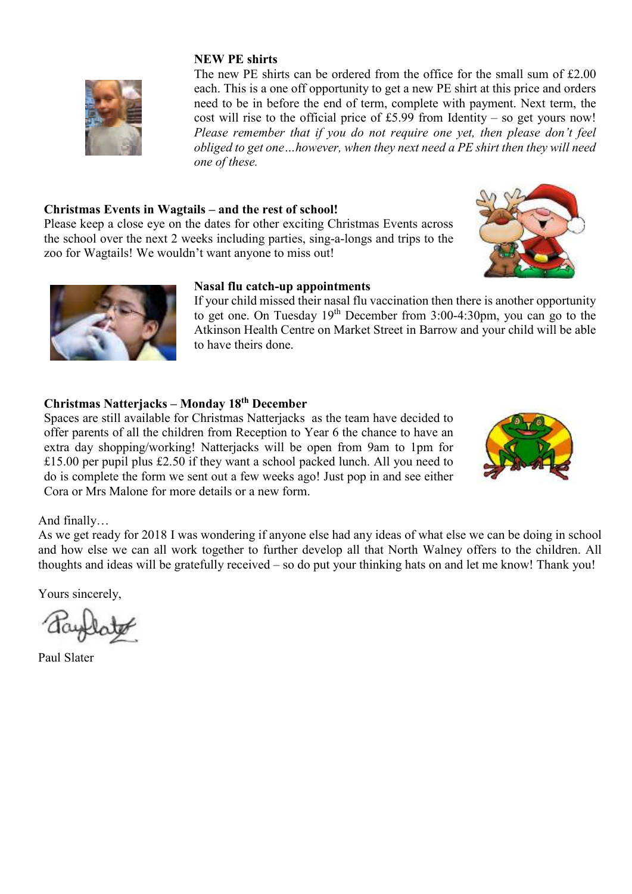**NEW PE shirts**

The new PE shirts can be ordered from the office for the small sum of £2.00 each. This is a one off opportunity to get a new PE shirt at this price and orders need to be in before the end of term, complete with payment. Next term, the cost will rise to the official price of £5.99 from Identity – so get yours now! *Please remember that if you do not require one yet, then please don't feel obliged to get one…however, when they next need a PE shirt then they will need one of these.*

**Christmas Events in Wagtails – and the rest of school!**

Please keep a close eye on the dates for other exciting Christmas Events across the school over the next 2 weeks including parties, sing-a-longs and trips to the zoo for Wagtails! We wouldn't want anyone to miss out!

**Nasal flu catch-up appointments**

If your child missed their nasal flu vaccination then there is another opportunity to get one. On Tuesday 19th December from 3:00-4:30pm, you can go to the Atkinson Health Centre on Market Street in Barrow and your child will be able to have theirs done.

**Christmas Natterjacks – Monday 18th December**

Spaces are still available for Christmas Natterjacks as the team have decided to offer parents of all the children from Reception to Year 6 the chance to have an extra day shopping/working! Natterjacks will be open from 9am to 1pm for £15.00 per pupil plus £2.50 if they want a school packed lunch. All you need to do is complete the form we sent out a few weeks ago! Just pop in and see either Cora or Mrs Malone for more details or a new form.

And finally…

As we get ready for 2018 I was wondering if anyone else had any ideas of what else we can be doing in school and how else we can all work together to further develop all that North Walney offers to the children. All thoughts and ideas will be gratefully received – so do put your thinking hats on and let me know! Thank you!

Yours sincerely,

Paul Slater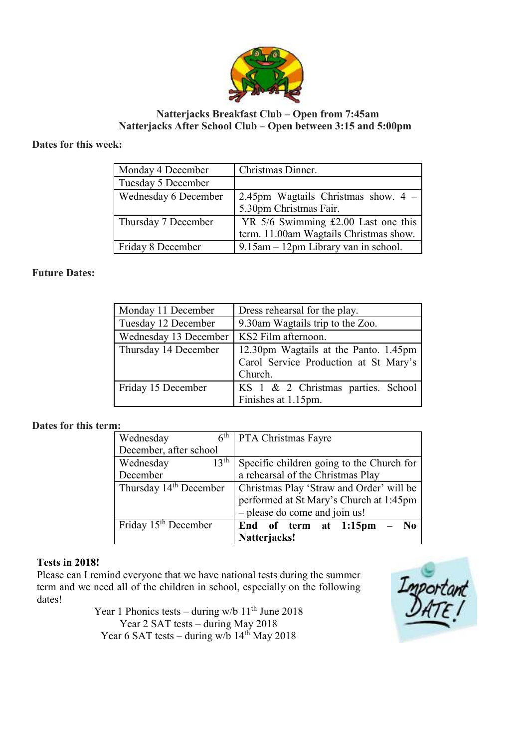**Natterjacks Breakfast Club – Open from 7:45am**
**Natterjacks After School Club – Open between 3:15 and 5:00pm**

**Dates for this week:**

| | |
|---|---|
| Monday 4 December | Christmas Dinner. |
| Tuesday 5 December | |
| Wednesday 6 December | 2.45pm Wagtails Christmas show. 4 – 5.30pm Christmas Fair. |
| Thursday 7 December | YR 5/6 Swimming £2.00 Last one this term. 11.00am Wagtails Christmas show. |
| Friday 8 December | 9.15am – 12pm Library van in school. |

**Future Dates:**

| | |
|---|---|
| Monday 11 December | Dress rehearsal for the play. |
| Tuesday 12 December | 9.30am Wagtails trip to the Zoo. |
| Wednesday 13 December | KS2 Film afternoon. |
| Thursday 14 December | 12.30pm Wagtails at the Panto. 1.45pm Carol Service Production at St Mary's Church. |
| Friday 15 December | KS 1 & 2 Christmas parties. School Finishes at 1.15pm. |

**Dates for this term:**

| | |
|---|---|
| Wednesday 6th December, after school | PTA Christmas Fayre |
| Wednesday 13th December | Specific children going to the Church for a rehearsal of the Christmas Play |
| Thursday 14th December | Christmas Play 'Straw and Order' will be performed at St Mary's Church at 1:45pm – please do come and join us! |
| Friday 15th December | **End of term at 1:15pm – No Natterjacks!** |

**Tests in 2018!**

Please can I remind everyone that we have national tests during the summer term and we need all of the children in school, especially on the following dates!

Year 1 Phonics tests – during w/b 11th June 2018
Year 2 SAT tests – during May 2018
Year 6 SAT tests – during w/b 14th May 2018